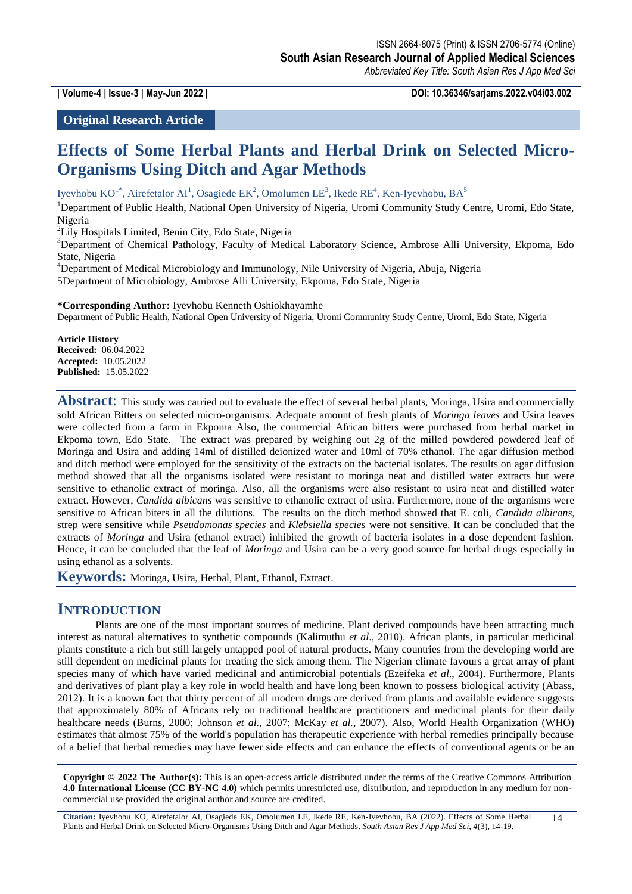**Original Research Article**

# Effects of Some Herbal Plants and Herbal Drink on Selected Micro-Organisms Using Ditch and Agar Methods

Iyevhobu KO[1*], Airefetalor AI[1], Osagiede EK[2], Omolumen LE[3], Ikede RE[4], Ken-Iyevhobu, BA[5]

[1]Department of Public Health, National Open University of Nigeria, Uromi Community Study Centre, Uromi, Edo State, Nigeria

[2]Lily Hospitals Limited, Benin City, Edo State, Nigeria

[3]Department of Chemical Pathology, Faculty of Medical Laboratory Science, Ambrose Alli University, Ekpoma, Edo State, Nigeria

[4]Department of Medical Microbiology and Immunology, Nile University of Nigeria, Abuja, Nigeria

5Department of Microbiology, Ambrose Alli University, Ekpoma, Edo State, Nigeria

**\*Corresponding Author:** Iyevhobu Kenneth Oshiokhayamhe

Department of Public Health, National Open University of Nigeria, Uromi Community Study Centre, Uromi, Edo State, Nigeria

**Article History**
**Received:** 06.04.2022
**Accepted:** 10.05.2022
**Published:** 15.05.2022

**Abstract**: This study was carried out to evaluate the effect of several herbal plants, Moringa, Usira and commercially sold African Bitters on selected micro-organisms. Adequate amount of fresh plants of *Moringa leaves* and Usira leaves were collected from a farm in Ekpoma Also, the commercial African bitters were purchased from herbal market in Ekpoma town, Edo State. The extract was prepared by weighing out 2g of the milled powdered powdered leaf of Moringa and Usira and adding 14ml of distilled deionized water and 10ml of 70% ethanol. The agar diffusion method and ditch method were employed for the sensitivity of the extracts on the bacterial isolates. The results on agar diffusion method showed that all the organisms isolated were resistant to moringa neat and distilled water extracts but were sensitive to ethanolic extract of moringa. Also, all the organisms were also resistant to usira neat and distilled water extract. However, *Candida albicans* was sensitive to ethanolic extract of usira. Furthermore, none of the organisms were sensitive to African biters in all the dilutions. The results on the ditch method showed that E. coli, *Candida albicans*, strep were sensitive while *Pseudomonas species* and *Klebsiella species* were not sensitive. It can be concluded that the extracts of *Moringa* and Usira (ethanol extract) inhibited the growth of bacteria isolates in a dose dependent fashion. Hence, it can be concluded that the leaf of *Moringa* and Usira can be a very good source for herbal drugs especially in using ethanol as a solvents.

**Keywords:** Moringa, Usira, Herbal, Plant, Ethanol, Extract.

## INTRODUCTION

Plants are one of the most important sources of medicine. Plant derived compounds have been attracting much interest as natural alternatives to synthetic compounds (Kalimuthu *et al*., 2010). African plants, in particular medicinal plants constitute a rich but still largely untapped pool of natural products. Many countries from the developing world are still dependent on medicinal plants for treating the sick among them. The Nigerian climate favours a great array of plant species many of which have varied medicinal and antimicrobial potentials (Ezeifeka *et al*., 2004). Furthermore, Plants and derivatives of plant play a key role in world health and have long been known to possess biological activity (Abass, 2012). It is a known fact that thirty percent of all modern drugs are derived from plants and available evidence suggests that approximately 80% of Africans rely on traditional healthcare practitioners and medicinal plants for their daily healthcare needs (Burns, 2000; Johnson *et al.*, 2007; McKay *et al.*, 2007). Also, World Health Organization (WHO) estimates that almost 75% of the world's population has therapeutic experience with herbal remedies principally because of a belief that herbal remedies may have fewer side effects and can enhance the effects of conventional agents or be an

**Copyright © 2022 The Author(s):** This is an open-access article distributed under the terms of the Creative Commons Attribution **4.0 International License (CC BY-NC 4.0)** which permits unrestricted use, distribution, and reproduction in any medium for non-commercial use provided the original author and source are credited.

**Citation:** Iyevhobu KO, Airefetalor AI, Osagiede EK, Omolumen LE, Ikede RE, Ken-Iyevhobu, BA (2022). Effects of Some Herbal Plants and Herbal Drink on Selected Micro-Organisms Using Ditch and Agar Methods. *South Asian Res J App Med Sci, 4*(3), 14-19.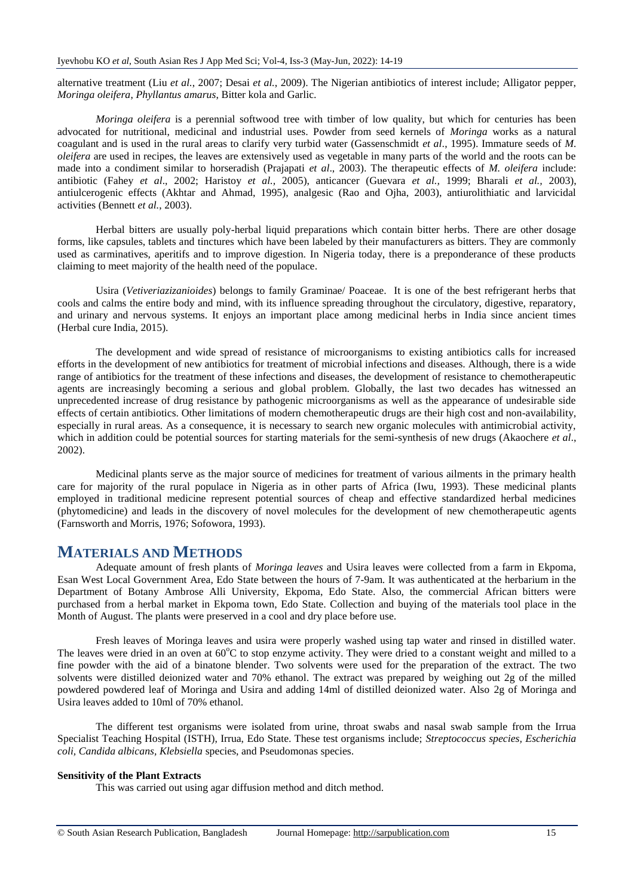alternative treatment (Liu *et al.*, 2007; Desai *et al.*, 2009). The Nigerian antibiotics of interest include; Alligator pepper, *Moringa oleifera*, *Phyllantus amarus*, Bitter kola and Garlic.

*Moringa oleifera* is a perennial softwood tree with timber of low quality, but which for centuries has been advocated for nutritional, medicinal and industrial uses. Powder from seed kernels of *Moringa* works as a natural coagulant and is used in the rural areas to clarify very turbid water (Gassenschmidt *et al*., 1995). Immature seeds of *M. oleifera* are used in recipes, the leaves are extensively used as vegetable in many parts of the world and the roots can be made into a condiment similar to horseradish (Prajapati *et al*., 2003). The therapeutic effects of *M. oleifera* include: antibiotic (Fahey *et al*., 2002; Haristoy *et al.,* 2005), anticancer (Guevara *et al.,* 1999; Bharali *et al.,* 2003), antiulcerogenic effects (Akhtar and Ahmad, 1995), analgesic (Rao and Ojha, 2003), antiurolithiatic and larvicidal activities (Bennett *et al.*, 2003).

Herbal bitters are usually poly-herbal liquid preparations which contain bitter herbs. There are other dosage forms, like capsules, tablets and tinctures which have been labeled by their manufacturers as bitters. They are commonly used as carminatives, aperitifs and to improve digestion. In Nigeria today, there is a preponderance of these products claiming to meet majority of the health need of the populace.

Usira (*Vetiveriazizanioides*) belongs to family Graminae/ Poaceae. It is one of the best refrigerant herbs that cools and calms the entire body and mind, with its influence spreading throughout the circulatory, digestive, reparatory, and urinary and nervous systems. It enjoys an important place among medicinal herbs in India since ancient times (Herbal cure India, 2015).

The development and wide spread of resistance of microorganisms to existing antibiotics calls for increased efforts in the development of new antibiotics for treatment of microbial infections and diseases. Although, there is a wide range of antibiotics for the treatment of these infections and diseases, the development of resistance to chemotherapeutic agents are increasingly becoming a serious and global problem. Globally, the last two decades has witnessed an unprecedented increase of drug resistance by pathogenic microorganisms as well as the appearance of undesirable side effects of certain antibiotics. Other limitations of modern chemotherapeutic drugs are their high cost and non-availability, especially in rural areas. As a consequence, it is necessary to search new organic molecules with antimicrobial activity, which in addition could be potential sources for starting materials for the semi-synthesis of new drugs (Akaochere *et al*., 2002).

Medicinal plants serve as the major source of medicines for treatment of various ailments in the primary health care for majority of the rural populace in Nigeria as in other parts of Africa (Iwu, 1993). These medicinal plants employed in traditional medicine represent potential sources of cheap and effective standardized herbal medicines (phytomedicine) and leads in the discovery of novel molecules for the development of new chemotherapeutic agents (Farnsworth and Morris, 1976; Sofowora, 1993).

## MATERIALS AND METHODS

Adequate amount of fresh plants of *Moringa leaves* and Usira leaves were collected from a farm in Ekpoma, Esan West Local Government Area, Edo State between the hours of 7-9am. It was authenticated at the herbarium in the Department of Botany Ambrose Alli University, Ekpoma, Edo State. Also, the commercial African bitters were purchased from a herbal market in Ekpoma town, Edo State. Collection and buying of the materials tool place in the Month of August. The plants were preserved in a cool and dry place before use.

Fresh leaves of Moringa leaves and usira were properly washed using tap water and rinsed in distilled water. The leaves were dried in an oven at 60$^o$C to stop enzyme activity. They were dried to a constant weight and milled to a fine powder with the aid of a binatone blender. Two solvents were used for the preparation of the extract. The two solvents were distilled deionized water and 70% ethanol. The extract was prepared by weighing out 2g of the milled powdered powdered leaf of Moringa and Usira and adding 14ml of distilled deionized water. Also 2g of Moringa and Usira leaves added to 10ml of 70% ethanol.

The different test organisms were isolated from urine, throat swabs and nasal swab sample from the Irrua Specialist Teaching Hospital (ISTH), Irrua, Edo State. These test organisms include; *Streptococcus species, Escherichia coli, Candida albicans, Klebsiella* species, and Pseudomonas species.

**Sensitivity of the Plant Extracts**

This was carried out using agar diffusion method and ditch method.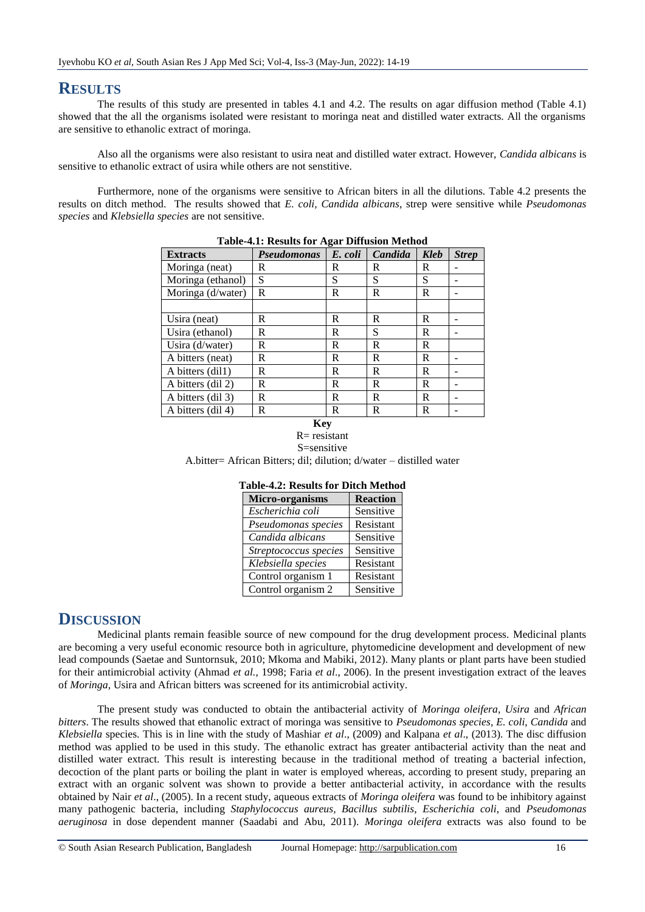# RESULTS

The results of this study are presented in tables 4.1 and 4.2. The results on agar diffusion method (Table 4.1) showed that the all the organisms isolated were resistant to moringa neat and distilled water extracts. All the organisms are sensitive to ethanolic extract of moringa.

Also all the organisms were also resistant to usira neat and distilled water extract. However, *Candida albicans* is sensitive to ethanolic extract of usira while others are not senstitive.

Furthermore, none of the organisms were sensitive to African biters in all the dilutions. Table 4.2 presents the results on ditch method. The results showed that *E. coli, Candida albicans*, strep were sensitive while *Pseudomonas species* and *Klebsiella species* are not sensitive.

**Table-4.1: Results for Agar Diffusion Method**

| Extracts | *Pseudomonas* | *E. coli* | *Candida* | *Kleb* | *Strep* |
|---|---|---|---|---|---|
| Moringa (neat) | R | R | R | R | - |
| Moringa (ethanol) | S | S | S | S | - |
| Moringa (d/water) | R | R | R | R | - |
| | | | | | |
| Usira (neat) | R | R | R | R | - |
| Usira (ethanol) | R | R | S | R | - |
| Usira (d/water) | R | R | R | R | |
| A bitters (neat) | R | R | R | R | - |
| A bitters (dil1) | R | R | R | R | - |
| A bitters (dil 2) | R | R | R | R | - |
| A bitters (dil 3) | R | R | R | R | - |
| A bitters (dil 4) | R | R | R | R | - |

**Key**

R= resistant

S=sensitive

A.bitter= African Bitters; dil; dilution; d/water – distilled water

**Table-4.2: Results for Ditch Method**

| Micro-organisms | Reaction |
|---|---|
| *Escherichia coli* | Sensitive |
| *Pseudomonas species* | Resistant |
| *Candida albicans* | Sensitive |
| *Streptococcus species* | Sensitive |
| *Klebsiella species* | Resistant |
| Control organism 1 | Resistant |
| Control organism 2 | Sensitive |

# DISCUSSION

Medicinal plants remain feasible source of new compound for the drug development process. Medicinal plants are becoming a very useful economic resource both in agriculture, phytomedicine development and development of new lead compounds (Saetae and Suntornsuk, 2010; Mkoma and Mabiki, 2012). Many plants or plant parts have been studied for their antimicrobial activity (Ahmad *et al.*, 1998; Faria *et al*., 2006). In the present investigation extract of the leaves of *Moringa,* Usira and African bitters was screened for its antimicrobial activity.

The present study was conducted to obtain the antibacterial activity of *Moringa oleifera, Usira* and *African bitters*. The results showed that ethanolic extract of moringa was sensitive to *Pseudomonas species*, *E. coli*, *Candida* and *Klebsiella* species. This is in line with the study of Mashiar *et al*., (2009) and Kalpana *et al*., (2013). The disc diffusion method was applied to be used in this study. The ethanolic extract has greater antibacterial activity than the neat and distilled water extract. This result is interesting because in the traditional method of treating a bacterial infection, decoction of the plant parts or boiling the plant in water is employed whereas, according to present study, preparing an extract with an organic solvent was shown to provide a better antibacterial activity, in accordance with the results obtained by Nair *et al*., (2005). In a recent study, aqueous extracts of *Moringa oleifera* was found to be inhibitory against many pathogenic bacteria, including *Staphylococcus aureus, Bacillus subtilis*, *Escherichia coli,* and *Pseudomonas aeruginosa* in dose dependent manner (Saadabi and Abu, 2011). *Moringa oleifera* extracts was also found to be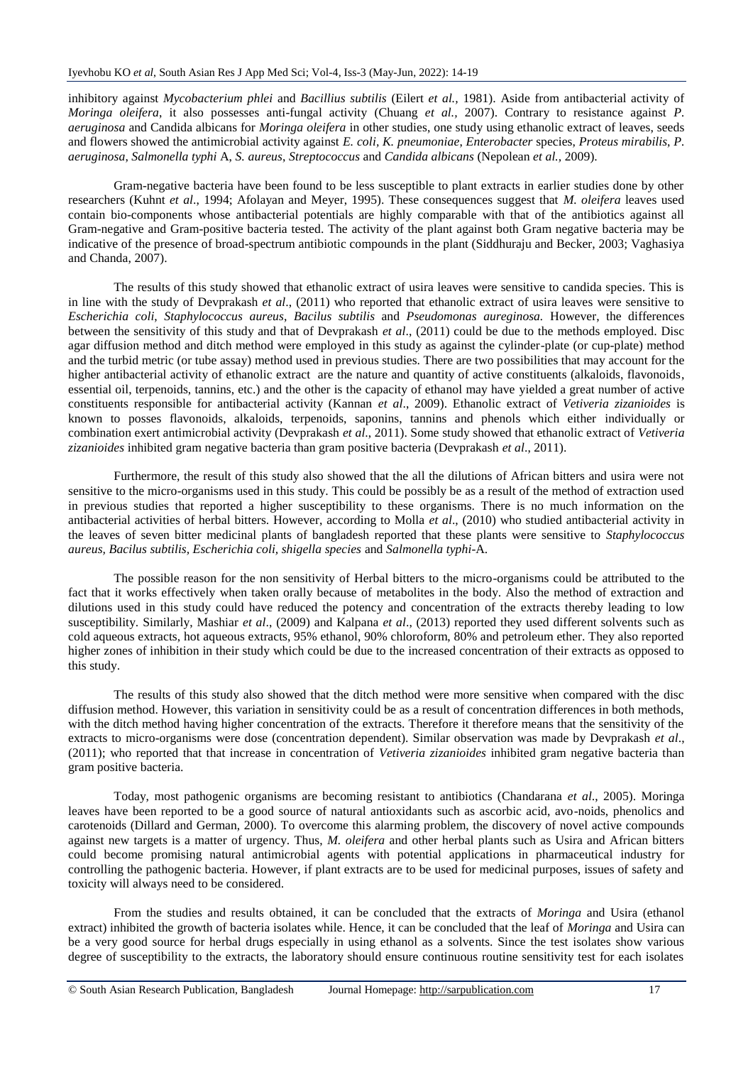inhibitory against *Mycobacterium phlei* and *Bacillius subtilis* (Eilert *et al.,* 1981). Aside from antibacterial activity of *Moringa oleifera*, it also possesses anti-fungal activity (Chuang *et al.,* 2007). Contrary to resistance against *P. aeruginosa* and Candida albicans for *Moringa oleifera* in other studies, one study using ethanolic extract of leaves, seeds and flowers showed the antimicrobial activity against *E. coli, K. pneumoniae, Enterobacter* species*, Proteus mirabilis*, *P. aeruginosa*, *Salmonella typhi* A, *S. aureus, Streptococcus* and *Candida albicans* (Nepolean *et al.,* 2009).

Gram-negative bacteria have been found to be less susceptible to plant extracts in earlier studies done by other researchers (Kuhnt *et al*., 1994; Afolayan and Meyer, 1995). These consequences suggest that *M. oleifera* leaves used contain bio-components whose antibacterial potentials are highly comparable with that of the antibiotics against all Gram-negative and Gram-positive bacteria tested. The activity of the plant against both Gram negative bacteria may be indicative of the presence of broad-spectrum antibiotic compounds in the plant (Siddhuraju and Becker, 2003; Vaghasiya and Chanda, 2007).

The results of this study showed that ethanolic extract of usira leaves were sensitive to candida species. This is in line with the study of Devprakash *et al*., (2011) who reported that ethanolic extract of usira leaves were sensitive to *Escherichia coli*, *Staphylococcus aureus*, *Bacilus subtilis* and *Pseudomonas aureginosa.* However, the differences between the sensitivity of this study and that of Devprakash *et al*., (2011) could be due to the methods employed. Disc agar diffusion method and ditch method were employed in this study as against the cylinder-plate (or cup-plate) method and the turbid metric (or tube assay) method used in previous studies. There are two possibilities that may account for the higher antibacterial activity of ethanolic extract are the nature and quantity of active constituents (alkaloids, flavonoids, essential oil, terpenoids, tannins, etc.) and the other is the capacity of ethanol may have yielded a great number of active constituents responsible for antibacterial activity (Kannan *et al*., 2009). Ethanolic extract of *Vetiveria zizanioides* is known to posses flavonoids, alkaloids, terpenoids, saponins, tannins and phenols which either individually or combination exert antimicrobial activity (Devprakash *et al*., 2011). Some study showed that ethanolic extract of *Vetiveria zizanioides* inhibited gram negative bacteria than gram positive bacteria (Devprakash *et al*., 2011).

Furthermore, the result of this study also showed that the all the dilutions of African bitters and usira were not sensitive to the micro-organisms used in this study. This could be possibly be as a result of the method of extraction used in previous studies that reported a higher susceptibility to these organisms. There is no much information on the antibacterial activities of herbal bitters. However, according to Molla *et al*., (2010) who studied antibacterial activity in the leaves of seven bitter medicinal plants of bangladesh reported that these plants were sensitive to *Staphylococcus aureus, Bacilus subtilis, Escherichia coli, shigella species* and *Salmonella typhi-*A.

The possible reason for the non sensitivity of Herbal bitters to the micro-organisms could be attributed to the fact that it works effectively when taken orally because of metabolites in the body. Also the method of extraction and dilutions used in this study could have reduced the potency and concentration of the extracts thereby leading to low susceptibility. Similarly, Mashiar *et al*., (2009) and Kalpana *et al*., (2013) reported they used different solvents such as cold aqueous extracts, hot aqueous extracts, 95% ethanol, 90% chloroform, 80% and petroleum ether. They also reported higher zones of inhibition in their study which could be due to the increased concentration of their extracts as opposed to this study.

The results of this study also showed that the ditch method were more sensitive when compared with the disc diffusion method. However, this variation in sensitivity could be as a result of concentration differences in both methods, with the ditch method having higher concentration of the extracts. Therefore it therefore means that the sensitivity of the extracts to micro-organisms were dose (concentration dependent). Similar observation was made by Devprakash *et al*., (2011); who reported that that increase in concentration of *Vetiveria zizanioides* inhibited gram negative bacteria than gram positive bacteria.

Today, most pathogenic organisms are becoming resistant to antibiotics (Chandarana *et al*., 2005). Moringa leaves have been reported to be a good source of natural antioxidants such as ascorbic acid, avo-noids, phenolics and carotenoids (Dillard and German, 2000). To overcome this alarming problem, the discovery of novel active compounds against new targets is a matter of urgency. Thus, *M. oleifera* and other herbal plants such as Usira and African bitters could become promising natural antimicrobial agents with potential applications in pharmaceutical industry for controlling the pathogenic bacteria. However, if plant extracts are to be used for medicinal purposes, issues of safety and toxicity will always need to be considered.

From the studies and results obtained, it can be concluded that the extracts of *Moringa* and Usira (ethanol extract) inhibited the growth of bacteria isolates while. Hence, it can be concluded that the leaf of *Moringa* and Usira can be a very good source for herbal drugs especially in using ethanol as a solvents. Since the test isolates show various degree of susceptibility to the extracts, the laboratory should ensure continuous routine sensitivity test for each isolates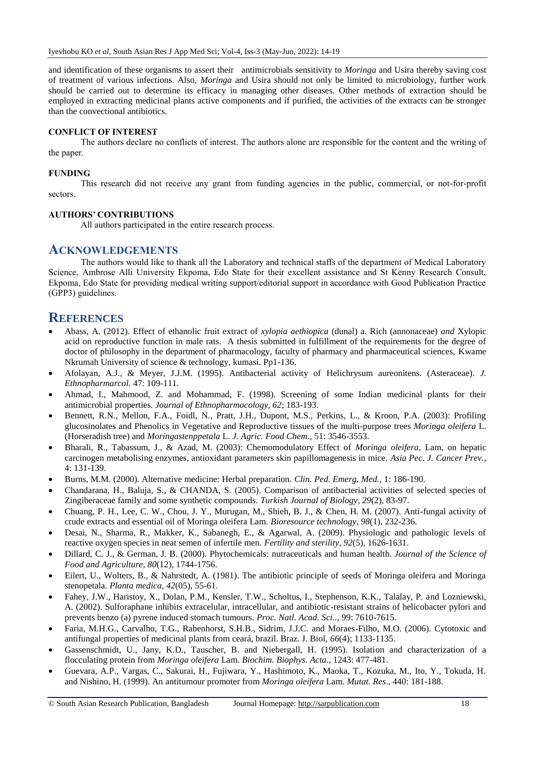and identification of these organisms to assert their antimicrobials sensitivity to *Moringa* and Usira thereby saving cost of treatment of various infections. Also, *Moringa* and Usira should not only be limited to microbiology, further work should be carried out to determine its efficacy in managing other diseases. Other methods of extraction should be employed in extracting medicinal plants active components and if purified, the activities of the extracts can be stronger than the convectional antibiotics.

**CONFLICT OF INTEREST**

The authors declare no conflicts of interest. The authors alone are responsible for the content and the writing of the paper.

**FUNDING**

This research did not receive any grant from funding agencies in the public, commercial, or not-for-profit sectors.

**AUTHORS' CONTRIBUTIONS**

All authors participated in the entire research process.

## ACKNOWLEDGEMENTS

The authors would like to thank all the Laboratory and technical staffs of the department of Medical Laboratory Science, Ambrose Alli University Ekpoma, Edo State for their excellent assistance and St Kenny Research Consult, Ekpoma, Edo State for providing medical writing support/editorial support in accordance with Good Publication Practice (GPP3) guidelines.

## REFERENCES

- Abass, A. (2012). Effect of ethanolic fruit extract of *xylopia aethiopica* (dunal) a. Rich (annonaceae) *and* Xylopic acid on reproductive function in male rats. A thesis submitted in fulfillment of the requirements for the degree of doctor of philosophy in the department of pharmacology, faculty of pharmacy and pharmaceutical sciences, Kwame Nkrumah University of science & technology, kumasi. Pp1-136.
- Afolayan, A.J., & Meyer, J.J.M. (1995). Antibacterial activity of Helichrysum aureonitens. (Asteraceae). *J. Ethnopharmarcol.* 47: 109-111.
- Ahmad, I., Mahmood, Z. and Mohammad, F. (1998). Screening of some Indian medicinal plants for their antimicrobial properties. *Journal of Ethnopharmocology, 62*; 183-193.
- Bennett, R.N., Mellon, F.A., Foidl, N., Pratt, J.H., Dupont, M.S., Perkins, L., & Kroon, P.A. (2003): Profiling glucosinolates and Phenolics in Vegetative and Reproductive tissues of the multi-purpose trees *Moringa oleifera* L. (Horseradish tree) and *Moringastenppetala* L. *J. Agric. Food Chem*., 51: 3546-3553.
- Bharali, R., Tabassum, J., & Azad, M. (2003): Chemomodulatory Effect of *Moringa oleifera*, Lam, on hepatic carcinogen metabolising enzymes, antioxidant parameters skin papillomagenesis in mice. *Asia Pec*. *J. Cancer Prev.,* 4: 131-139.
- Burns, M.M. (2000). Alternative medicine: Herbal preparation. *Clin. Ped. Emerg. Med.*, 1: 186-190.
- Chandarana, H., Baluja, S., & CHANDA, S. (2005). Comparison of antibacterial activities of selected species of Zingiberaceae family and some synthetic compounds. *Turkish Journal of Biology*, *29*(2), 83-97.
- Chuang, P. H., Lee, C. W., Chou, J. Y., Murugan, M., Shieh, B. J., & Chen, H. M. (2007). Anti-fungal activity of crude extracts and essential oil of Moringa oleifera Lam. *Bioresource technology*, *98*(1), 232-236.
- Desai, N., Sharma, R., Makker, K., Sabanegh, E., & Agarwal, A. (2009). Physiologic and pathologic levels of reactive oxygen species in neat semen of infertile men. *Fertility and sterility*, *92*(5), 1626-1631.
- Dillard, C. J., & German, J. B. (2000). Phytochemicals: nutraceuticals and human health. *Journal of the Science of Food and Agriculture*, *80*(12), 1744-1756.
- Eilert, U., Wolters, B., & Nahrstedt, A. (1981). The antibiotic principle of seeds of Moringa oleifera and Moringa stenopetala. *Planta medica*, *42*(05), 55-61.
- Fahey, J.W., Haristoy, X., Dolan, P.M., Kensler, T.W., Scholtus, I., Stephenson, K.K., Talalay, P. and Lozniewski, A. (2002). Sulforaphane inhibits extracelular, intracellular, and antibiotic-resistant strains of helicobacter pylori and prevents benzo (a) pyrene induced stomach tumours. *Proc. Natl. Acad. Sci.*., 99: 7610-7615.
- Faria, M.H.G., Carvalho, T.G., Rabenhorst, S.H.B., Sidrim, J.J.C. and Moraes-Filho, M.O. (2006). Cytotoxic and antifungal properties of medicinal plants from ceará, brazil. Braz. J. Biol, *66*(4); 1133-1135.
- Gassenschmidt, U., Jany, K.D., Tauscher, B. and Niebergall, H. (1995). Isolation and characterization of a flocculating protein from *Moringa oleifera* Lam. *Biochim. Biophys. Acta*., 1243: 477-481.
- Guevara, A.P., Vargas, C., Sakurai, H., Fujiwara, Y., Hashimoto, K., Maoka, T., Kozuka, M., Ito, Y., Tokuda, H. and Nishino, H. (1999). An antitumour promoter from *Moringa oleifera* Lam. *Mutat. Res*., 440: 181-188.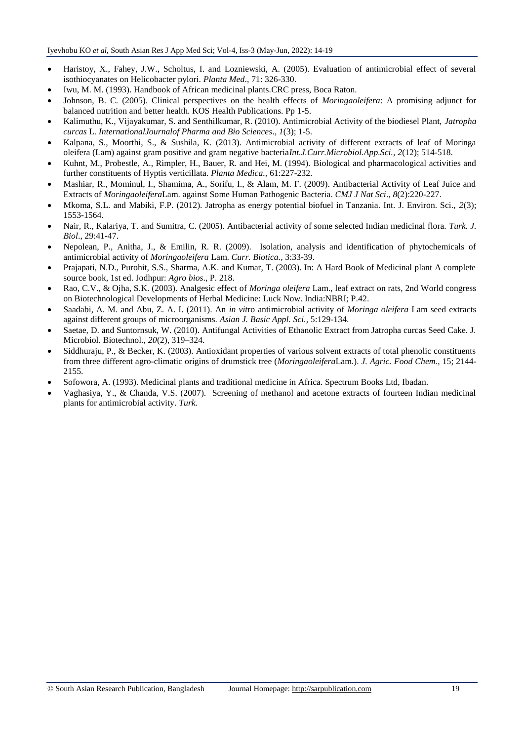- Haristoy, X., Fahey, J.W., Scholtus, I. and Lozniewski, A. (2005). Evaluation of antimicrobial effect of several isothiocyanates on Helicobacter pylori. *Planta Med*., 71: 326-330.
- Iwu, M. M. (1993). Handbook of African medicinal plants.CRC press, Boca Raton.
- Johnson, B. C. (2005). Clinical perspectives on the health effects of *Moringaoleifera*: A promising adjunct for balanced nutrition and better health. KOS Health Publications. Pp 1-5.
- Kalimuthu, K., Vijayakumar, S. and Senthilkumar, R. (2010). Antimicrobial Activity of the biodiesel Plant, *Jatropha curcas* L. *InternationalJournalof Pharma and Bio Sciences*., *1*(3); 1-5.
- Kalpana, S., Moorthi, S., & Sushila, K. (2013). Antimicrobial activity of different extracts of leaf of Moringa oleifera (Lam) against gram positive and gram negative bacteria*Int.J.Curr.Microbiol.App.Sci., 2*(12); 514-518.
- Kuhnt, M., Probestle, A., Rimpler, H., Bauer, R. and Hei, M. (1994). Biological and pharmacological activities and further constituents of Hyptis verticillata. *Planta Medica.,* 61:227-232.
- Mashiar, R., Mominul, I., Shamima, A., Sorifu, I., & Alam, M. F. (2009). Antibacterial Activity of Leaf Juice and Extracts of *Moringaoleifera*Lam. against Some Human Pathogenic Bacteria. *CMJ J Nat Sci*., *8*(2):220-227.
- Mkoma, S.L. and Mabiki, F.P. (2012). Jatropha as energy potential biofuel in Tanzania. Int. J. Environ. Sci., *2*(3); 1553-1564.
- Nair, R., Kalariya, T. and Sumitra, C. (2005). Antibacterial activity of some selected Indian medicinal flora. *Turk. J. Biol*., 29:41-47.
- Nepolean, P., Anitha, J., & Emilin, R. R. (2009). Isolation, analysis and identification of phytochemicals of antimicrobial activity of *Moringaoleifera* Lam. *Curr. Biotica.,* 3:33-39.
- Prajapati, N.D., Purohit, S.S., Sharma, A.K. and Kumar, T. (2003). In: A Hard Book of Medicinal plant A complete source book, 1st ed. Jodhpur: *Agro bios*., P. 218.
- Rao, C.V., & Ojha, S.K. (2003). Analgesic effect of *Moringa oleifera* Lam., leaf extract on rats, 2nd World congress on Biotechnological Developments of Herbal Medicine: Luck Now. India:NBRI; P.42.
- Saadabi, A. M. and Abu, Z. A. I. (2011). An *in vit*ro antimicrobial activity of *Moringa oleifera* Lam seed extracts against different groups of microorganisms. *Asian J. Basic Appl. Sci.,* 5:129-134.
- Saetae, D. and Suntornsuk, W. (2010). Antifungal Activities of Ethanolic Extract from Jatropha curcas Seed Cake. J. Microbiol. Biotechnol., *20*(2), 319–324.
- Siddhuraju, P., & Becker, K. (2003). Antioxidant properties of various solvent extracts of total phenolic constituents from three different agro-climatic origins of drumstick tree (*Moringaoleifera*Lam.). *J. Agric. Food Chem.,* 15; 2144-2155.
- Sofowora, A. (1993). Medicinal plants and traditional medicine in Africa. Spectrum Books Ltd, Ibadan.
- Vaghasiya, Y., & Chanda, V.S. (2007). Screening of methanol and acetone extracts of fourteen Indian medicinal plants for antimicrobial activity. *Turk.*